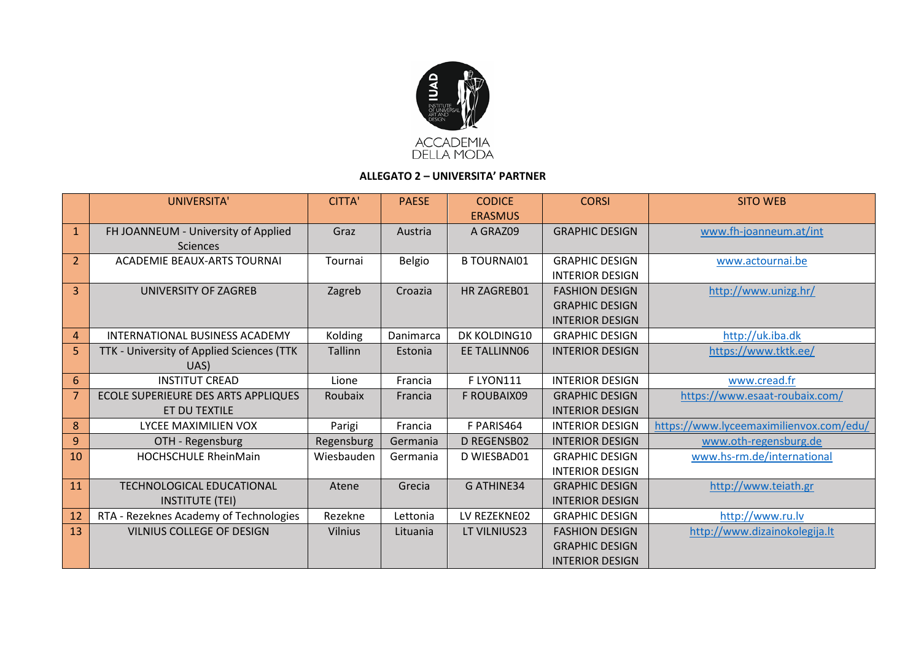ACCADEMIA DELLA MODA

**ALLEGATO 2 – UNIVERSITA' PARTNER**

| | UNIVERSITA' | CITTA' | PAESE | CODICE ERASMUS | CORSI | SITO WEB |
|---|---|---|---|---|---|---|
| 1 | FH JOANNEUM - University of Applied Sciences | Graz | Austria | A GRAZ09 | GRAPHIC DESIGN | www.fh-joanneum.at/int |
| 2 | ACADEMIE BEAUX-ARTS TOURNAI | Tournai | Belgio | B TOURNAI01 | GRAPHIC DESIGN<br>INTERIOR DESIGN | www.actournai.be |
| 3 | UNIVERSITY OF ZAGREB | Zagreb | Croazia | HR ZAGREB01 | FASHION DESIGN<br>GRAPHIC DESIGN<br>INTERIOR DESIGN | http://www.unizg.hr/ |
| 4 | INTERNATIONAL BUSINESS ACADEMY | Kolding | Danimarca | DK KOLDING10 | GRAPHIC DESIGN | http://uk.iba.dk |
| 5 | TTK - University of Applied Sciences (TTK UAS) | Tallinn | Estonia | EE TALLINN06 | INTERIOR DESIGN | https://www.tktk.ee/ |
| 6 | INSTITUT CREAD | Lione | Francia | F LYON111 | INTERIOR DESIGN | www.cread.fr |
| 7 | ECOLE SUPERIEURE DES ARTS APPLIQUES ET DU TEXTILE | Roubaix | Francia | F ROUBAIX09 | GRAPHIC DESIGN<br>INTERIOR DESIGN | https://www.esaat-roubaix.com/ |
| 8 | LYCEE MAXIMILIEN VOX | Parigi | Francia | F PARIS464 | INTERIOR DESIGN | https://www.lyceemaximilienvox.com/edu/ |
| 9 | OTH - Regensburg | Regensburg | Germania | D REGENSB02 | INTERIOR DESIGN | www.oth-regensburg.de |
| 10 | HOCHSCHULE RheinMain | Wiesbauden | Germania | D WIESBAD01 | GRAPHIC DESIGN<br>INTERIOR DESIGN | www.hs-rm.de/international |
| 11 | TECHNOLOGICAL EDUCATIONAL INSTITUTE (TEI) | Atene | Grecia | G ATHINE34 | GRAPHIC DESIGN<br>INTERIOR DESIGN | http://www.teiath.gr |
| 12 | RTA - Rezeknes Academy of Technologies | Rezekne | Lettonia | LV REZEKNE02 | GRAPHIC DESIGN | http://www.ru.lv |
| 13 | VILNIUS COLLEGE OF DESIGN | Vilnius | Lituania | LT VILNIUS23 | FASHION DESIGN<br>GRAPHIC DESIGN<br>INTERIOR DESIGN | http://www.dizainokolegija.lt |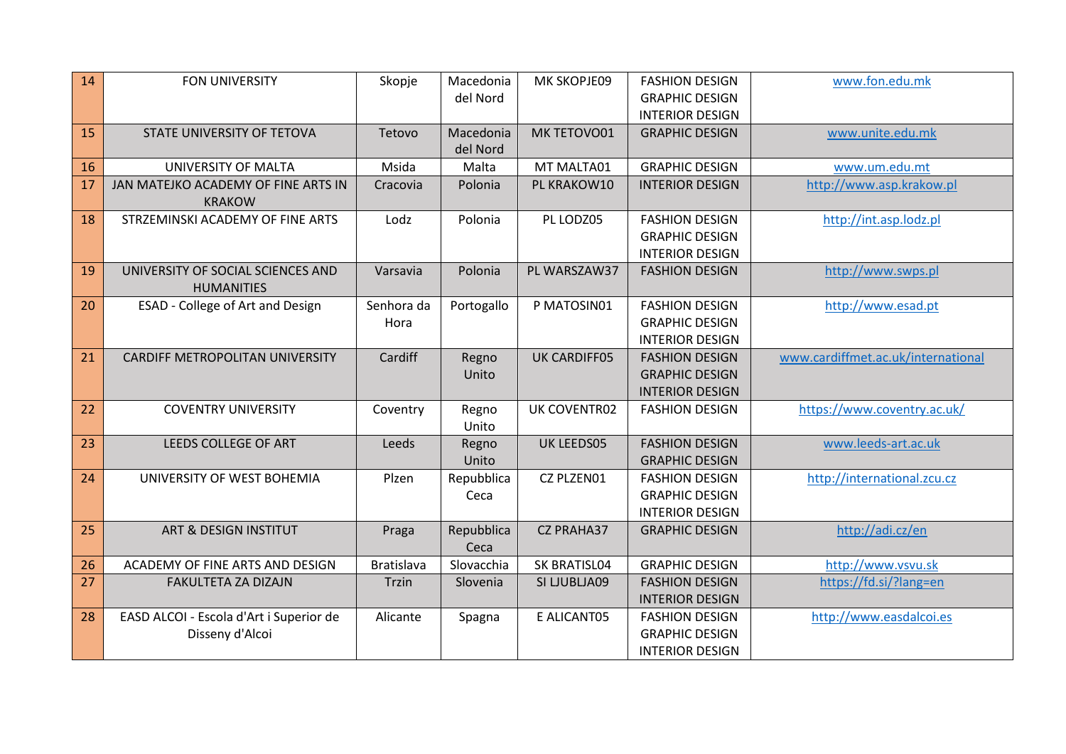| | | | | | | |
|---|---|---|---|---|---|---|
| 14 | FON UNIVERSITY | Skopje | Macedonia del Nord | MK SKOPJE09 | FASHION DESIGN<br>GRAPHIC DESIGN<br>INTERIOR DESIGN | www.fon.edu.mk |
| 15 | STATE UNIVERSITY OF TETOVA | Tetovo | Macedonia del Nord | MK TETOVO01 | GRAPHIC DESIGN | www.unite.edu.mk |
| 16 | UNIVERSITY OF MALTA | Msida | Malta | MT MALTA01 | GRAPHIC DESIGN | www.um.edu.mt |
| 17 | JAN MATEJKO ACADEMY OF FINE ARTS IN KRAKOW | Cracovia | Polonia | PL KRAKOW10 | INTERIOR DESIGN | http://www.asp.krakow.pl |
| 18 | STRZEMINSKI ACADEMY OF FINE ARTS | Lodz | Polonia | PL LODZ05 | FASHION DESIGN<br>GRAPHIC DESIGN<br>INTERIOR DESIGN | http://int.asp.lodz.pl |
| 19 | UNIVERSITY OF SOCIAL SCIENCES AND HUMANITIES | Varsavia | Polonia | PL WARSZAW37 | FASHION DESIGN | http://www.swps.pl |
| 20 | ESAD - College of Art and Design | Senhora da Hora | Portogallo | P MATOSIN01 | FASHION DESIGN<br>GRAPHIC DESIGN<br>INTERIOR DESIGN | http://www.esad.pt |
| 21 | CARDIFF METROPOLITAN UNIVERSITY | Cardiff | Regno Unito | UK CARDIFF05 | FASHION DESIGN<br>GRAPHIC DESIGN<br>INTERIOR DESIGN | www.cardiffmet.ac.uk/international |
| 22 | COVENTRY UNIVERSITY | Coventry | Regno Unito | UK COVENTR02 | FASHION DESIGN | https://www.coventry.ac.uk/ |
| 23 | LEEDS COLLEGE OF ART | Leeds | Regno Unito | UK LEEDS05 | FASHION DESIGN<br>GRAPHIC DESIGN | www.leeds-art.ac.uk |
| 24 | UNIVERSITY OF WEST BOHEMIA | Plzen | Repubblica Ceca | CZ PLZEN01 | FASHION DESIGN<br>GRAPHIC DESIGN<br>INTERIOR DESIGN | http://international.zcu.cz |
| 25 | ART & DESIGN INSTITUT | Praga | Repubblica Ceca | CZ PRAHA37 | GRAPHIC DESIGN | http://adi.cz/en |
| 26 | ACADEMY OF FINE ARTS AND DESIGN | Bratislava | Slovacchia | SK BRATISL04 | GRAPHIC DESIGN | http://www.vsvu.sk |
| 27 | FAKULTETA ZA DIZAJN | Trzin | Slovenia | SI LJUBLJA09 | FASHION DESIGN<br>INTERIOR DESIGN | https://fd.si/?lang=en |
| 28 | EASD ALCOI - Escola d'Art i Superior de Disseny d'Alcoi | Alicante | Spagna | E ALICANT05 | FASHION DESIGN<br>GRAPHIC DESIGN<br>INTERIOR DESIGN | http://www.easdalcoi.es |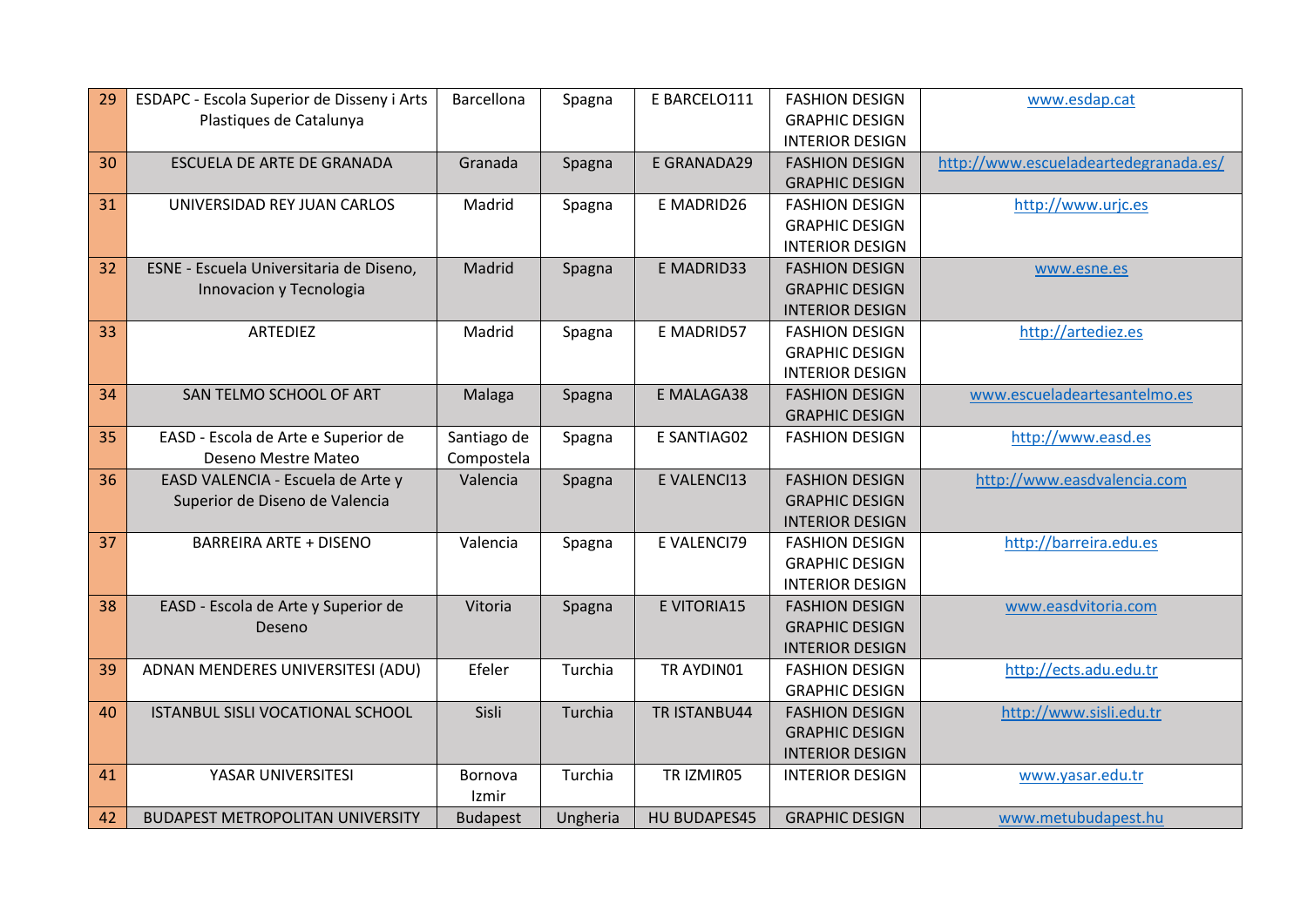| | | | | | | |
|---|---|---|---|---|---|---|
| 29 | ESDAPC - Escola Superior de Disseny i Arts Plastiques de Catalunya | Barcellona | Spagna | E BARCELO111 | FASHION DESIGN<br>GRAPHIC DESIGN<br>INTERIOR DESIGN | www.esdap.cat |
| 30 | ESCUELA DE ARTE DE GRANADA | Granada | Spagna | E GRANADA29 | FASHION DESIGN<br>GRAPHIC DESIGN | http://www.escueladeartedegranada.es/ |
| 31 | UNIVERSIDAD REY JUAN CARLOS | Madrid | Spagna | E MADRID26 | FASHION DESIGN<br>GRAPHIC DESIGN<br>INTERIOR DESIGN | http://www.urjc.es |
| 32 | ESNE - Escuela Universitaria de Diseno, Innovacion y Tecnologia | Madrid | Spagna | E MADRID33 | FASHION DESIGN<br>GRAPHIC DESIGN<br>INTERIOR DESIGN | www.esne.es |
| 33 | ARTEDIEZ | Madrid | Spagna | E MADRID57 | FASHION DESIGN<br>GRAPHIC DESIGN<br>INTERIOR DESIGN | http://artediez.es |
| 34 | SAN TELMO SCHOOL OF ART | Malaga | Spagna | E MALAGA38 | FASHION DESIGN<br>GRAPHIC DESIGN | www.escueladeartesantelmo.es |
| 35 | EASD - Escola de Arte e Superior de Deseno Mestre Mateo | Santiago de Compostela | Spagna | E SANTIAG02 | FASHION DESIGN | http://www.easd.es |
| 36 | EASD VALENCIA - Escuela de Arte y Superior de Diseno de Valencia | Valencia | Spagna | E VALENCI13 | FASHION DESIGN<br>GRAPHIC DESIGN<br>INTERIOR DESIGN | http://www.easdvalencia.com |
| 37 | BARREIRA ARTE + DISENO | Valencia | Spagna | E VALENCI79 | FASHION DESIGN<br>GRAPHIC DESIGN<br>INTERIOR DESIGN | http://barreira.edu.es |
| 38 | EASD - Escola de Arte y Superior de Deseno | Vitoria | Spagna | E VITORIA15 | FASHION DESIGN<br>GRAPHIC DESIGN<br>INTERIOR DESIGN | www.easdvitoria.com |
| 39 | ADNAN MENDERES UNIVERSITESI (ADU) | Efeler | Turchia | TR AYDIN01 | FASHION DESIGN<br>GRAPHIC DESIGN | http://ects.adu.edu.tr |
| 40 | ISTANBUL SISLI VOCATIONAL SCHOOL | Sisli | Turchia | TR ISTANBU44 | FASHION DESIGN<br>GRAPHIC DESIGN<br>INTERIOR DESIGN | http://www.sisli.edu.tr |
| 41 | YASAR UNIVERSITESI | Bornova Izmir | Turchia | TR IZMIR05 | INTERIOR DESIGN | www.yasar.edu.tr |
| 42 | BUDAPEST METROPOLITAN UNIVERSITY | Budapest | Ungheria | HU BUDAPES45 | GRAPHIC DESIGN | www.metubudapest.hu |